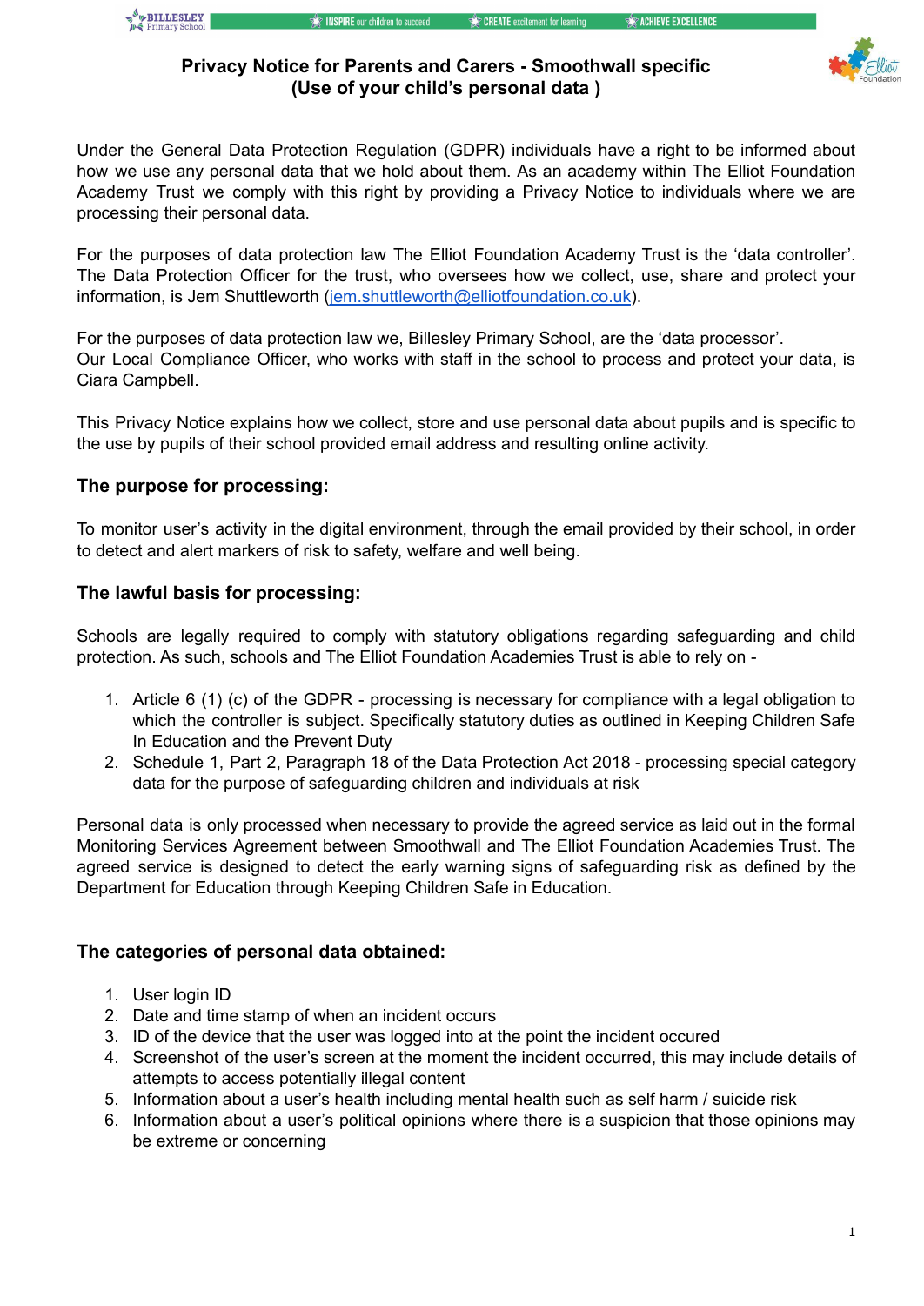# Privacy Notice for Parents and Carers - Smoothwall specific (Use of your child's personal data )

Under the General Data Protection Regulation (GDPR) individuals have a right to be informed about how we use any personal data that we hold about them. As an academy within The Elliot Foundation Academy Trust we comply with this right by providing a Privacy Notice to individuals where we are processing their personal data.

For the purposes of data protection law The Elliot Foundation Academy Trust is the 'data controller'. The Data Protection Officer for the trust, who oversees how we collect, use, share and protect your information, is Jem Shuttleworth (jem.shuttleworth@elliotfoundation.co.uk).

For the purposes of data protection law we, Billesley Primary School, are the 'data processor'.
Our Local Compliance Officer, who works with staff in the school to process and protect your data, is Ciara Campbell.

This Privacy Notice explains how we collect, store and use personal data about pupils and is specific to the use by pupils of their school provided email address and resulting online activity.

## The purpose for processing:

To monitor user's activity in the digital environment, through the email provided by their school, in order to detect and alert markers of risk to safety, welfare and well being.

## The lawful basis for processing:

Schools are legally required to comply with statutory obligations regarding safeguarding and child protection. As such, schools and The Elliot Foundation Academies Trust is able to rely on -

1. Article 6 (1) (c) of the GDPR - processing is necessary for compliance with a legal obligation to which the controller is subject. Specifically statutory duties as outlined in Keeping Children Safe In Education and the Prevent Duty
2. Schedule 1, Part 2, Paragraph 18 of the Data Protection Act 2018 - processing special category data for the purpose of safeguarding children and individuals at risk

Personal data is only processed when necessary to provide the agreed service as laid out in the formal Monitoring Services Agreement between Smoothwall and The Elliot Foundation Academies Trust. The agreed service is designed to detect the early warning signs of safeguarding risk as defined by the Department for Education through Keeping Children Safe in Education.

## The categories of personal data obtained:

1. User login ID
2. Date and time stamp of when an incident occurs
3. ID of the device that the user was logged into at the point the incident occured
4. Screenshot of the user's screen at the moment the incident occurred, this may include details of attempts to access potentially illegal content
5. Information about a user's health including mental health such as self harm / suicide risk
6. Information about a user's political opinions where there is a suspicion that those opinions may be extreme or concerning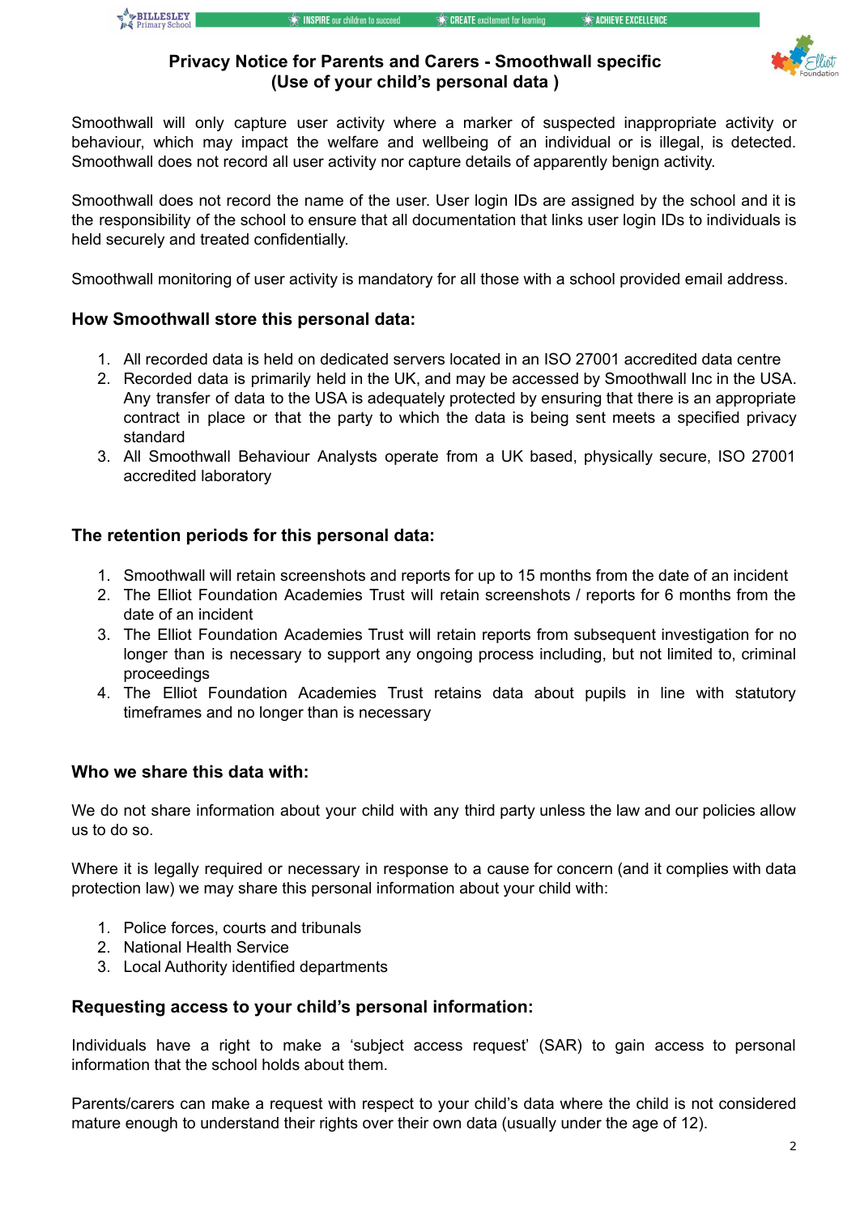Smoothwall will only capture user activity where a marker of suspected inappropriate activity or behaviour, which may impact the welfare and wellbeing of an individual or is illegal, is detected. Smoothwall does not record all user activity nor capture details of apparently benign activity.

Smoothwall does not record the name of the user. User login IDs are assigned by the school and it is the responsibility of the school to ensure that all documentation that links user login IDs to individuals is held securely and treated confidentially.

Smoothwall monitoring of user activity is mandatory for all those with a school provided email address.

### How Smoothwall store this personal data:

1. All recorded data is held on dedicated servers located in an ISO 27001 accredited data centre
2. Recorded data is primarily held in the UK, and may be accessed by Smoothwall Inc in the USA. Any transfer of data to the USA is adequately protected by ensuring that there is an appropriate contract in place or that the party to which the data is being sent meets a specified privacy standard
3. All Smoothwall Behaviour Analysts operate from a UK based, physically secure, ISO 27001 accredited laboratory

### The retention periods for this personal data:

1. Smoothwall will retain screenshots and reports for up to 15 months from the date of an incident
2. The Elliot Foundation Academies Trust will retain screenshots / reports for 6 months from the date of an incident
3. The Elliot Foundation Academies Trust will retain reports from subsequent investigation for no longer than is necessary to support any ongoing process including, but not limited to, criminal proceedings
4. The Elliot Foundation Academies Trust retains data about pupils in line with statutory timeframes and no longer than is necessary

### Who we share this data with:

We do not share information about your child with any third party unless the law and our policies allow us to do so.

Where it is legally required or necessary in response to a cause for concern (and it complies with data protection law) we may share this personal information about your child with:

1. Police forces, courts and tribunals
2. National Health Service
3. Local Authority identified departments

### Requesting access to your child's personal information:

Individuals have a right to make a 'subject access request' (SAR) to gain access to personal information that the school holds about them.

Parents/carers can make a request with respect to your child's data where the child is not considered mature enough to understand their rights over their own data (usually under the age of 12).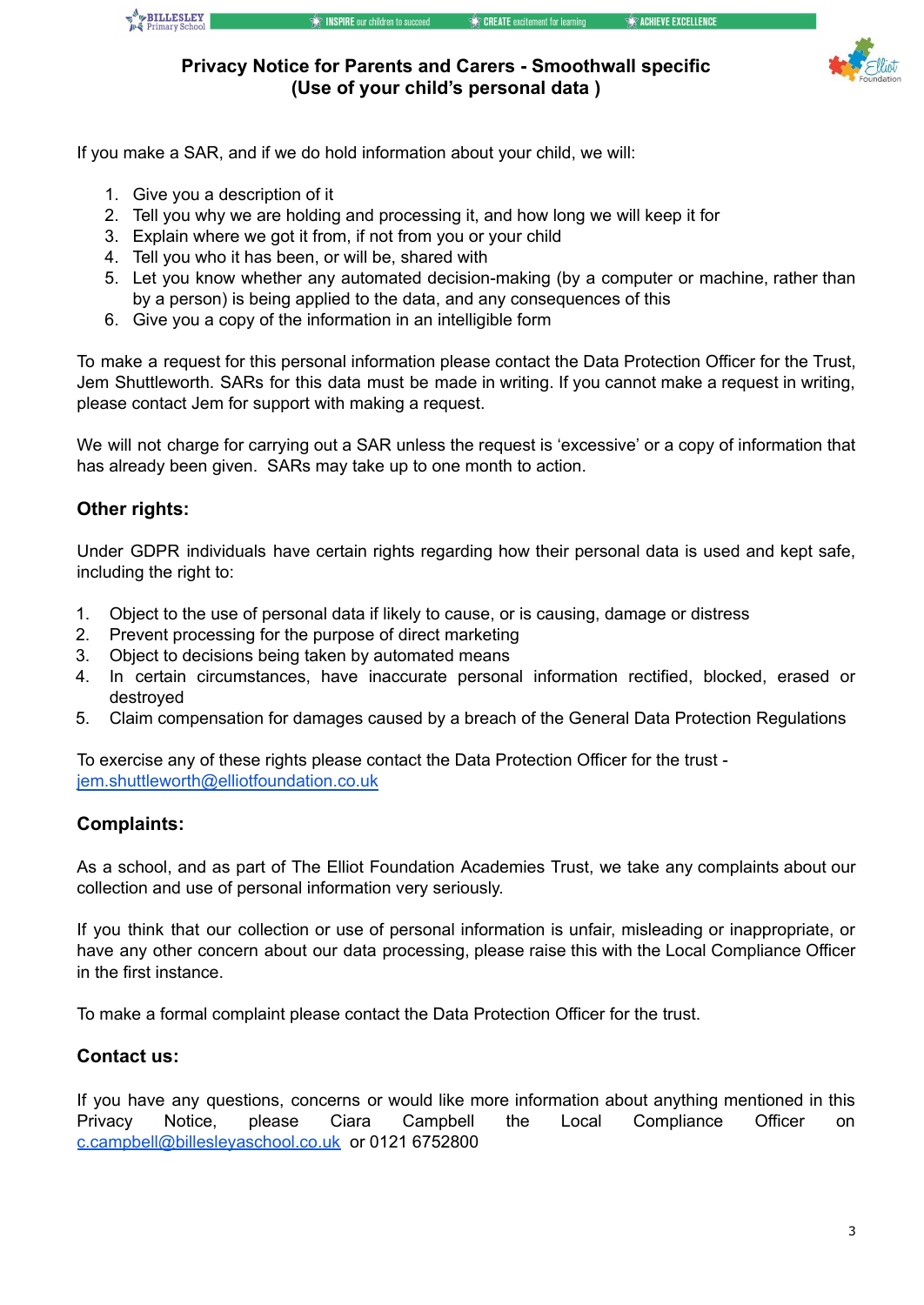If you make a SAR, and if we do hold information about your child, we will:

1. Give you a description of it
2. Tell you why we are holding and processing it, and how long we will keep it for
3. Explain where we got it from, if not from you or your child
4. Tell you who it has been, or will be, shared with
5. Let you know whether any automated decision-making (by a computer or machine, rather than by a person) is being applied to the data, and any consequences of this
6. Give you a copy of the information in an intelligible form

To make a request for this personal information please contact the Data Protection Officer for the Trust, Jem Shuttleworth. SARs for this data must be made in writing. If you cannot make a request in writing, please contact Jem for support with making a request.

We will not charge for carrying out a SAR unless the request is 'excessive' or a copy of information that has already been given. SARs may take up to one month to action.

## Other rights:

Under GDPR individuals have certain rights regarding how their personal data is used and kept safe, including the right to:

1. Object to the use of personal data if likely to cause, or is causing, damage or distress
2. Prevent processing for the purpose of direct marketing
3. Object to decisions being taken by automated means
4. In certain circumstances, have inaccurate personal information rectified, blocked, erased or destroyed
5. Claim compensation for damages caused by a breach of the General Data Protection Regulations

To exercise any of these rights please contact the Data Protection Officer for the trust - jem.shuttleworth@elliotfoundation.co.uk

## Complaints:

As a school, and as part of The Elliot Foundation Academies Trust, we take any complaints about our collection and use of personal information very seriously.

If you think that our collection or use of personal information is unfair, misleading or inappropriate, or have any other concern about our data processing, please raise this with the Local Compliance Officer in the first instance.

To make a formal complaint please contact the Data Protection Officer for the trust.

## Contact us:

If you have any questions, concerns or would like more information about anything mentioned in this Privacy Notice, please Ciara Campbell the Local Compliance Officer on c.campbell@billesleyaschool.co.uk or 0121 6752800